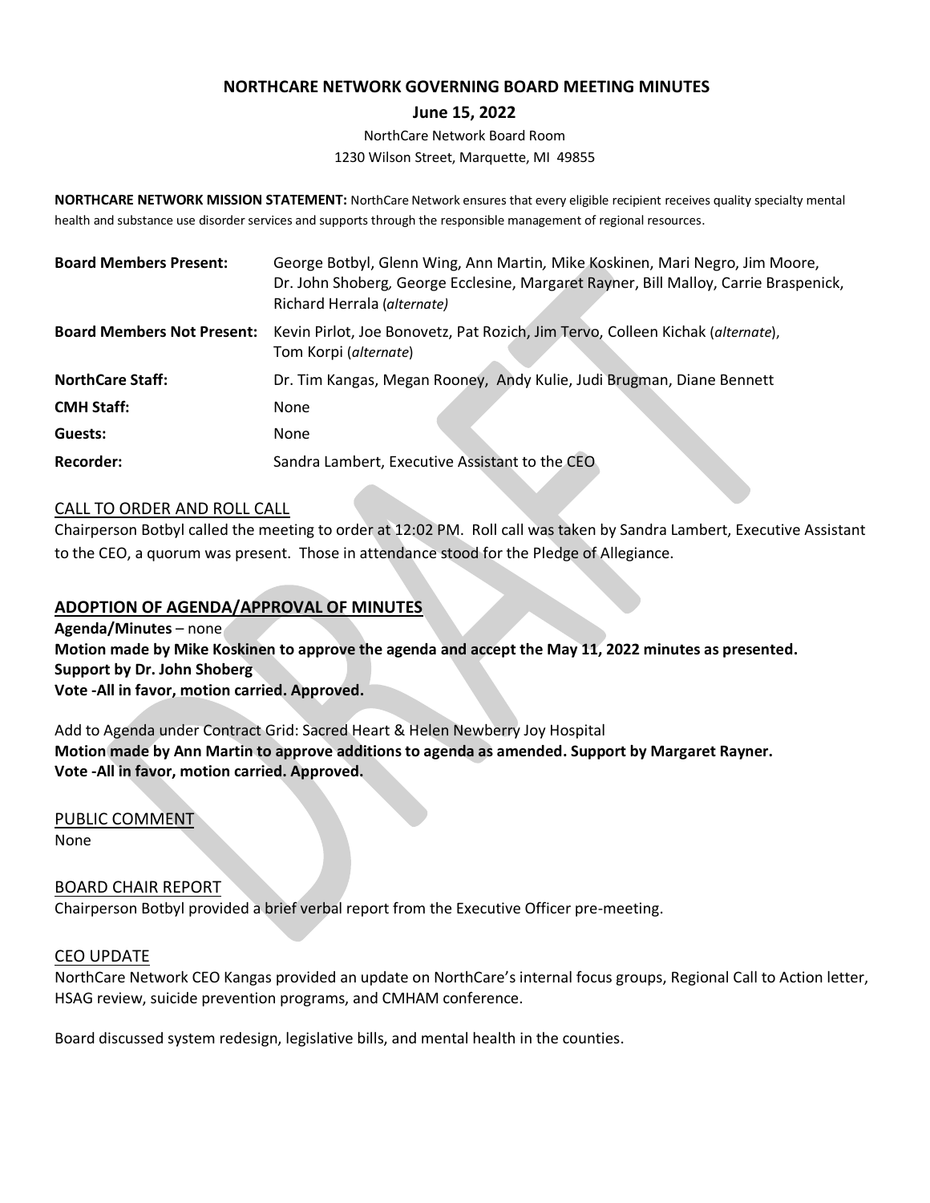# NORTHCARE NETWORK GOVERNING BOARD MEETING MINUTES

## June 15, 2022

NorthCare Network Board Room
1230 Wilson Street, Marquette, MI 49855

**NORTHCARE NETWORK MISSION STATEMENT:** NorthCare Network ensures that every eligible recipient receives quality specialty mental health and substance use disorder services and supports through the responsible management of regional resources.

| | |
|---|---|
| **Board Members Present:** | George Botbyl, Glenn Wing, Ann Martin, Mike Koskinen, Mari Negro, Jim Moore, Dr. John Shoberg, George Ecclesine, Margaret Rayner, Bill Malloy, Carrie Braspenick, Richard Herrala (*alternate*) |
| **Board Members Not Present:** | Kevin Pirlot, Joe Bonovetz, Pat Rozich, Jim Tervo, Colleen Kichak (*alternate*), Tom Korpi (*alternate*) |
| **NorthCare Staff:** | Dr. Tim Kangas, Megan Rooney, Andy Kulie, Judi Brugman, Diane Bennett |
| **CMH Staff:** | None |
| **Guests:** | None |
| **Recorder:** | Sandra Lambert, Executive Assistant to the CEO |

### CALL TO ORDER AND ROLL CALL

Chairperson Botbyl called the meeting to order at 12:02 PM. Roll call was taken by Sandra Lambert, Executive Assistant to the CEO, a quorum was present. Those in attendance stood for the Pledge of Allegiance.

### ADOPTION OF AGENDA/APPROVAL OF MINUTES

**Agenda/Minutes** – none
**Motion made by Mike Koskinen to approve the agenda and accept the May 11, 2022 minutes as presented.**
**Support by Dr. John Shoberg**
**Vote -All in favor, motion carried. Approved.**

Add to Agenda under Contract Grid: Sacred Heart & Helen Newberry Joy Hospital
**Motion made by Ann Martin to approve additions to agenda as amended. Support by Margaret Rayner.**
**Vote -All in favor, motion carried. Approved.**

### PUBLIC COMMENT

None

### BOARD CHAIR REPORT

Chairperson Botbyl provided a brief verbal report from the Executive Officer pre-meeting.

### CEO UPDATE

NorthCare Network CEO Kangas provided an update on NorthCare's internal focus groups, Regional Call to Action letter, HSAG review, suicide prevention programs, and CMHAM conference.

Board discussed system redesign, legislative bills, and mental health in the counties.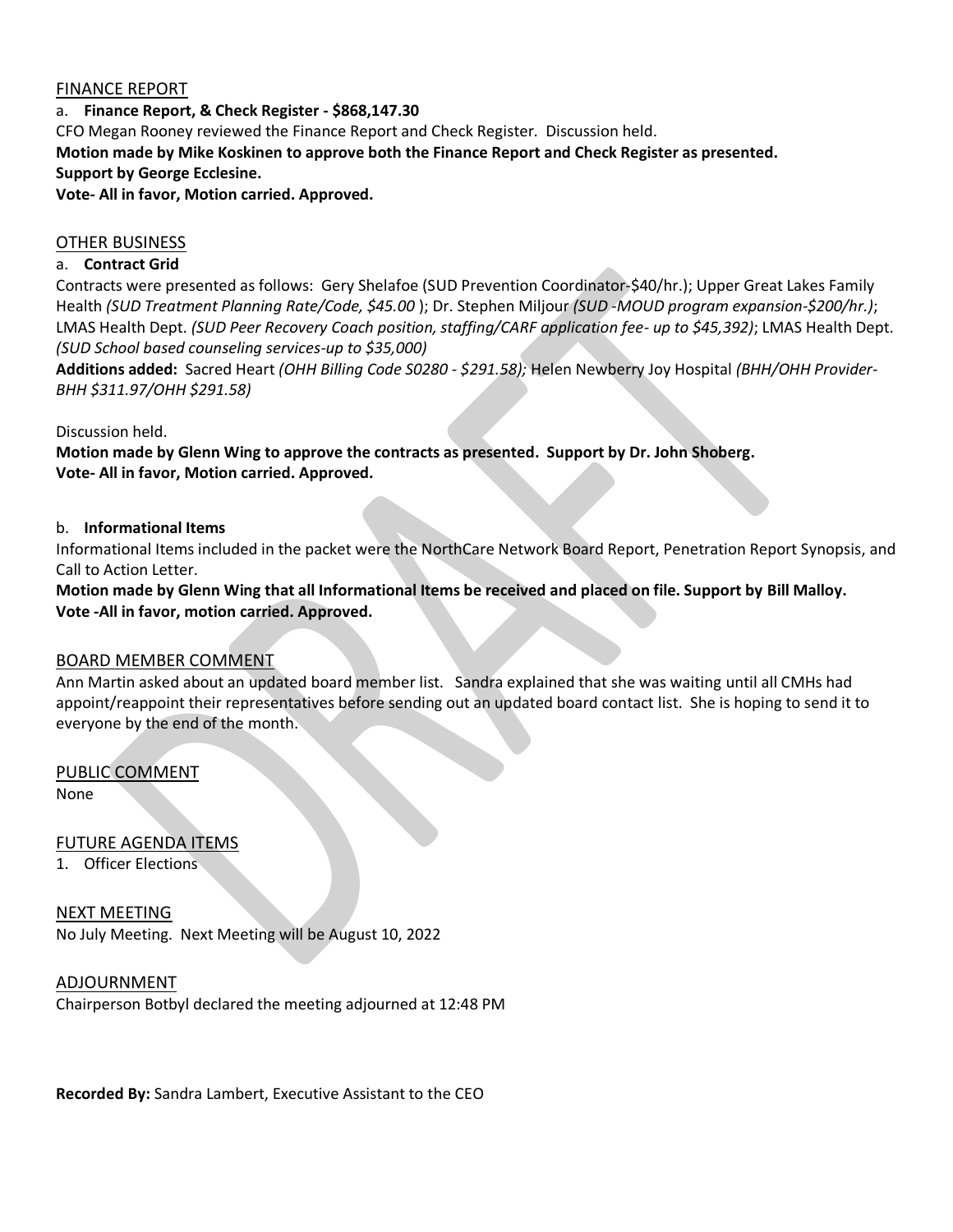FINANCE REPORT

a. **Finance Report, & Check Register - $868,147.30**

CFO Megan Rooney reviewed the Finance Report and Check Register. Discussion held.

**Motion made by Mike Koskinen to approve both the Finance Report and Check Register as presented.**
**Support by George Ecclesine.**
**Vote- All in favor, Motion carried. Approved.**

OTHER BUSINESS

a. **Contract Grid**

Contracts were presented as follows: Gery Shelafoe (SUD Prevention Coordinator-$40/hr.); Upper Great Lakes Family Health *(SUD Treatment Planning Rate/Code, $45.00* ); Dr. Stephen Miljour *(SUD -MOUD program expansion-$200/hr.)*; LMAS Health Dept. *(SUD Peer Recovery Coach position, staffing/CARF application fee- up to $45,392)*; LMAS Health Dept. *(SUD School based counseling services-up to $35,000)*

**Additions added:** Sacred Heart *(OHH Billing Code S0280 - $291.58);* Helen Newberry Joy Hospital *(BHH/OHH Provider-BHH $311.97/OHH $291.58)*

Discussion held.

**Motion made by Glenn Wing to approve the contracts as presented. Support by Dr. John Shoberg.**
**Vote- All in favor, Motion carried. Approved.**

b. **Informational Items**

Informational Items included in the packet were the NorthCare Network Board Report, Penetration Report Synopsis, and Call to Action Letter.

**Motion made by Glenn Wing that all Informational Items be received and placed on file. Support by Bill Malloy.**
**Vote -All in favor, motion carried. Approved.**

BOARD MEMBER COMMENT

Ann Martin asked about an updated board member list. Sandra explained that she was waiting until all CMHs had appoint/reappoint their representatives before sending out an updated board contact list. She is hoping to send it to everyone by the end of the month.

PUBLIC COMMENT

None

FUTURE AGENDA ITEMS

1. Officer Elections

NEXT MEETING

No July Meeting. Next Meeting will be August 10, 2022

ADJOURNMENT

Chairperson Botbyl declared the meeting adjourned at 12:48 PM

**Recorded By:** Sandra Lambert, Executive Assistant to the CEO